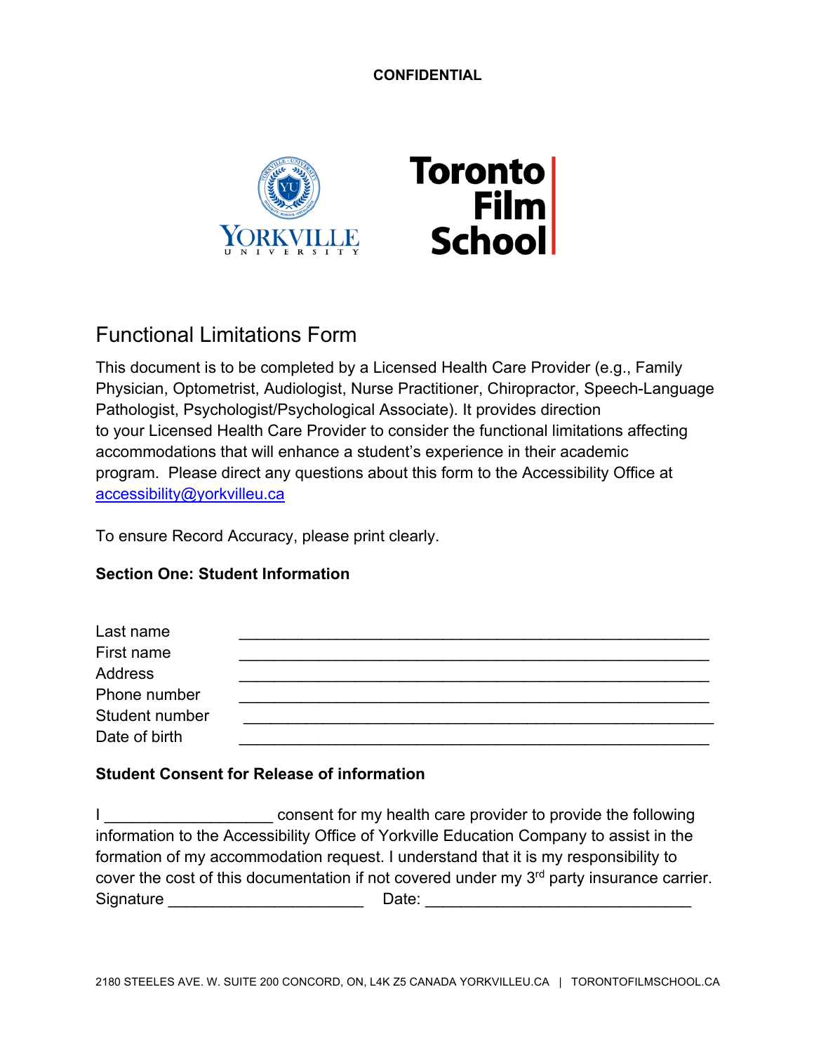**CONFIDENTIAL**

# Functional Limitations Form

This document is to be completed by a Licensed Health Care Provider (e.g., Family Physician, Optometrist, Audiologist, Nurse Practitioner, Chiropractor, Speech-Language Pathologist, Psychologist/Psychological Associate). It provides direction to your Licensed Health Care Provider to consider the functional limitations affecting accommodations that will enhance a student's experience in their academic program. Please direct any questions about this form to the Accessibility Office at accessibility@yorkvilleu.ca

To ensure Record Accuracy, please print clearly.

**Section One: Student Information**

Last name ______________________________________________________

First name ______________________________________________________

Address ______________________________________________________

Phone number ______________________________________________________

Student number ______________________________________________________

Date of birth ______________________________________________________

**Student Consent for Release of information**

I ___________________ consent for my health care provider to provide the following information to the Accessibility Office of Yorkville Education Company to assist in the formation of my accommodation request. I understand that it is my responsibility to cover the cost of this documentation if not covered under my 3rd party insurance carrier.

Signature ______________________ Date: ______________________________

2180 STEELES AVE. W. SUITE 200 CONCORD, ON, L4K Z5 CANADA YORKVILLEU.CA | TORONTOFILMSCHOOL.CA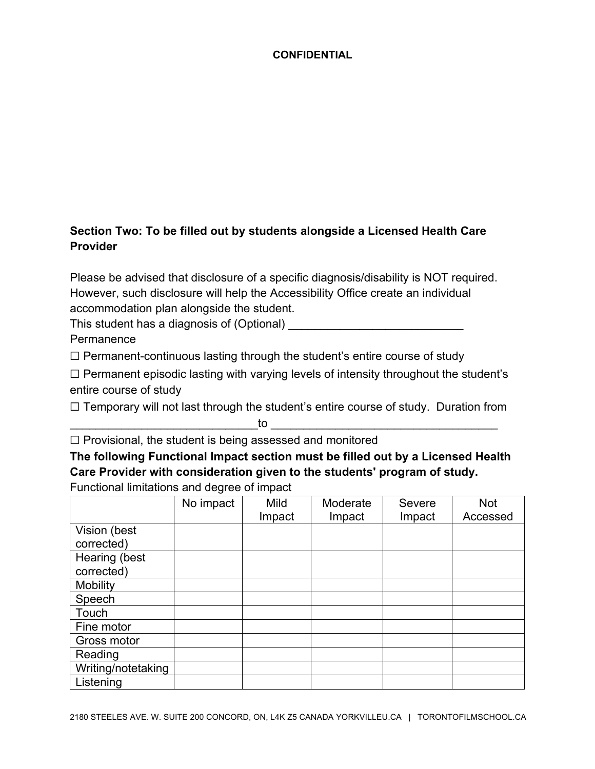**CONFIDENTIAL**

**Section Two: To be filled out by students alongside a Licensed Health Care Provider**

Please be advised that disclosure of a specific diagnosis/disability is NOT required. However, such disclosure will help the Accessibility Office create an individual accommodation plan alongside the student.

This student has a diagnosis of (Optional) ___________________________

Permanence

☐ Permanent-continuous lasting through the student's entire course of study

☐ Permanent episodic lasting with varying levels of intensity throughout the student's entire course of study

☐ Temporary will not last through the student's entire course of study. Duration from _____________________________to ___________________________________

☐ Provisional, the student is being assessed and monitored

**The following Functional Impact section must be filled out by a Licensed Health Care Provider with consideration given to the students' program of study.**

Functional limitations and degree of impact

| | No impact | Mild Impact | Moderate Impact | Severe Impact | Not Accessed |
|---|---|---|---|---|---|
| Vision (best corrected) | | | | | |
| Hearing (best corrected) | | | | | |
| Mobility | | | | | |
| Speech | | | | | |
| Touch | | | | | |
| Fine motor | | | | | |
| Gross motor | | | | | |
| Reading | | | | | |
| Writing/notetaking | | | | | |
| Listening | | | | | |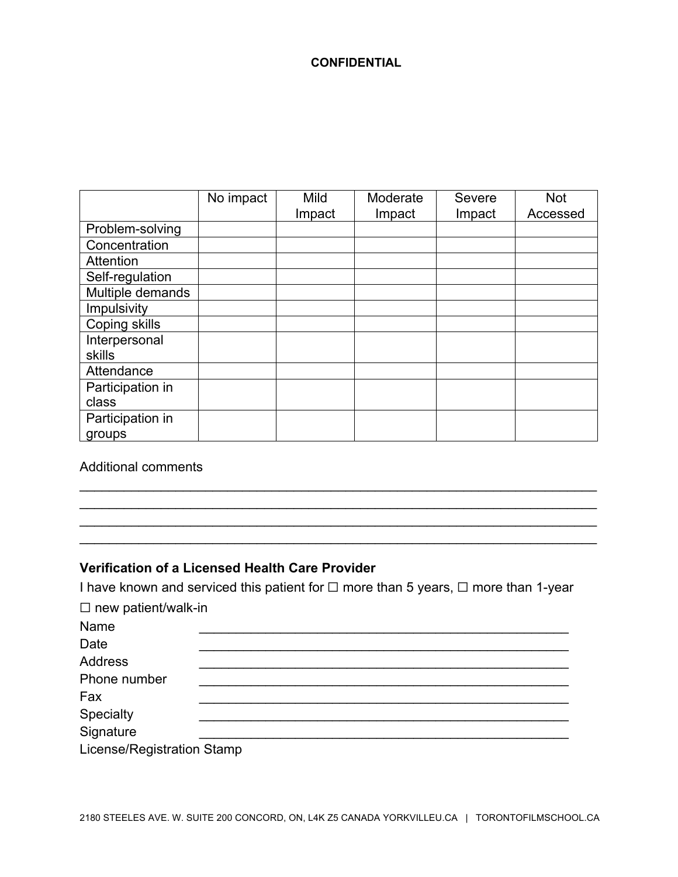**CONFIDENTIAL**

| | No impact | Mild Impact | Moderate Impact | Severe Impact | Not Accessed |
|---|---|---|---|---|---|
| Problem-solving | | | | | |
| Concentration | | | | | |
| Attention | | | | | |
| Self-regulation | | | | | |
| Multiple demands | | | | | |
| Impulsivity | | | | | |
| Coping skills | | | | | |
| Interpersonal skills | | | | | |
| Attendance | | | | | |
| Participation in class | | | | | |
| Participation in groups | | | | | |

Additional comments

______________________________________________________________________

______________________________________________________________________

______________________________________________________________________

______________________________________________________________________

**Verification of a Licensed Health Care Provider**

I have known and serviced this patient for ☐ more than 5 years, ☐ more than 1-year

☐ new patient/walk-in

Name ______________________________________________________

Date ______________________________________________________

Address ______________________________________________________

Phone number ______________________________________________________

Fax ______________________________________________________

Specialty ______________________________________________________

Signature ______________________________________________________

License/Registration Stamp

2180 STEELES AVE. W. SUITE 200 CONCORD, ON, L4K Z5 CANADA YORKVILLEU.CA | TORONTOFILMSCHOOL.CA